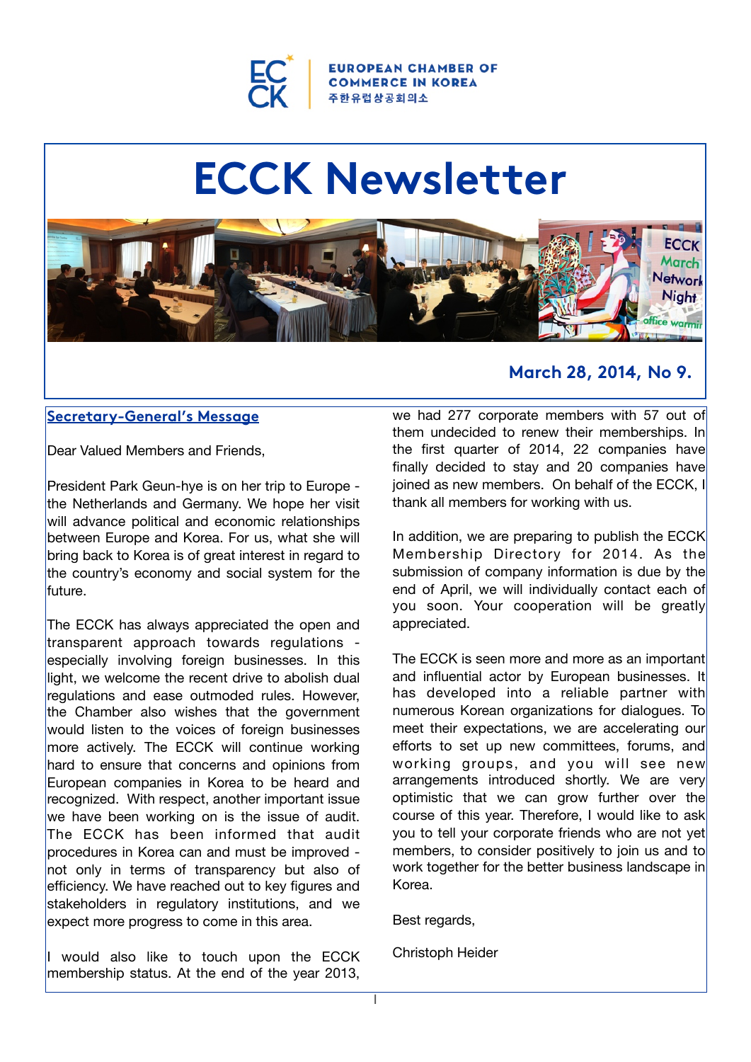EUROPEAN CHAMBER OF COMMERCE IN KOREA
주한유럽상공회의소

# ECCK Newsletter

**March 28, 2014, No 9.**

## Secretary-General's Message

Dear Valued Members and Friends,

President Park Geun-hye is on her trip to Europe - the Netherlands and Germany. We hope her visit will advance political and economic relationships between Europe and Korea. For us, what she will bring back to Korea is of great interest in regard to the country's economy and social system for the future.

The ECCK has always appreciated the open and transparent approach towards regulations - especially involving foreign businesses. In this light, we welcome the recent drive to abolish dual regulations and ease outmoded rules. However, the Chamber also wishes that the government would listen to the voices of foreign businesses more actively. The ECCK will continue working hard to ensure that concerns and opinions from European companies in Korea to be heard and recognized. With respect, another important issue we have been working on is the issue of audit. The ECCK has been informed that audit procedures in Korea can and must be improved - not only in terms of transparency but also of efficiency. We have reached out to key figures and stakeholders in regulatory institutions, and we expect more progress to come in this area.

I would also like to touch upon the ECCK membership status. At the end of the year 2013, we had 277 corporate members with 57 out of them undecided to renew their memberships. In the first quarter of 2014, 22 companies have finally decided to stay and 20 companies have joined as new members. On behalf of the ECCK, I thank all members for working with us.

In addition, we are preparing to publish the ECCK Membership Directory for 2014. As the submission of company information is due by the end of April, we will individually contact each of you soon. Your cooperation will be greatly appreciated.

The ECCK is seen more and more as an important and influential actor by European businesses. It has developed into a reliable partner with numerous Korean organizations for dialogues. To meet their expectations, we are accelerating our efforts to set up new committees, forums, and working groups, and you will see new arrangements introduced shortly. We are very optimistic that we can grow further over the course of this year. Therefore, I would like to ask you to tell your corporate friends who are not yet members, to consider positively to join us and to work together for the better business landscape in Korea.

Best regards,

Christoph Heider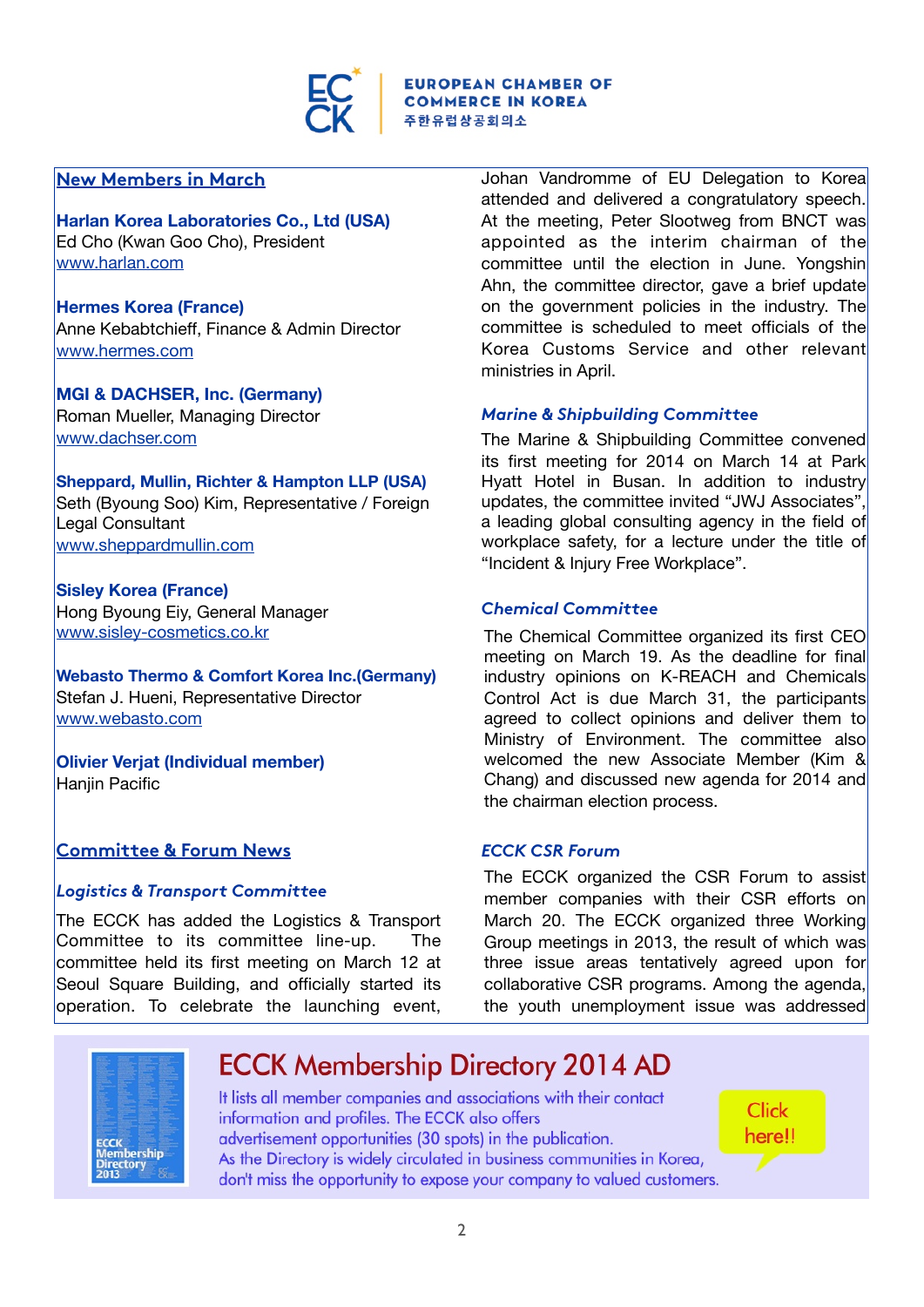## New Members in March

**Harlan Korea Laboratories Co., Ltd (USA)**
Ed Cho (Kwan Goo Cho), President
www.harlan.com

**Hermes Korea (France)**
Anne Kebabtchieff, Finance & Admin Director
www.hermes.com

**MGI & DACHSER, Inc. (Germany)**
Roman Mueller, Managing Director
www.dachser.com

**Sheppard, Mullin, Richter & Hampton LLP (USA)**
Seth (Byoung Soo) Kim, Representative / Foreign Legal Consultant
www.sheppardmullin.com

**Sisley Korea (France)**
Hong Byoung Eiy, General Manager
www.sisley-cosmetics.co.kr

**Webasto Thermo & Comfort Korea Inc.(Germany)**
Stefan J. Hueni, Representative Director
www.webasto.com

**Olivier Verjat (Individual member)**
Hanjin Pacific

## Committee & Forum News

### *Logistics & Transport Committee*

The ECCK has added the Logistics & Transport Committee to its committee line-up. The committee held its first meeting on March 12 at Seoul Square Building, and officially started its operation. To celebrate the launching event, Johan Vandromme of EU Delegation to Korea attended and delivered a congratulatory speech. At the meeting, Peter Slootweg from BNCT was appointed as the interim chairman of the committee until the election in June. Yongshin Ahn, the committee director, gave a brief update on the government policies in the industry. The committee is scheduled to meet officials of the Korea Customs Service and other relevant ministries in April.

### *Marine & Shipbuilding Committee*

The Marine & Shipbuilding Committee convened its first meeting for 2014 on March 14 at Park Hyatt Hotel in Busan. In addition to industry updates, the committee invited "JWJ Associates", a leading global consulting agency in the field of workplace safety, for a lecture under the title of "Incident & Injury Free Workplace".

### *Chemical Committee*

The Chemical Committee organized its first CEO meeting on March 19. As the deadline for final industry opinions on K-REACH and Chemicals Control Act is due March 31, the participants agreed to collect opinions and deliver them to Ministry of Environment. The committee also welcomed the new Associate Member (Kim & Chang) and discussed new agenda for 2014 and the chairman election process.

### *ECCK CSR Forum*

The ECCK organized the CSR Forum to assist member companies with their CSR efforts on March 20. The ECCK organized three Working Group meetings in 2013, the result of which was three issue areas tentatively agreed upon for collaborative CSR programs. Among the agenda, the youth unemployment issue was addressed

## ECCK Membership Directory 2014 AD

It lists all member companies and associations with their contact information and profiles. The ECCK also offers advertisement opportunities (30 spots) in the publication.
As the Directory is widely circulated in business communities in Korea, don't miss the opportunity to expose your company to valued customers.

Click here!!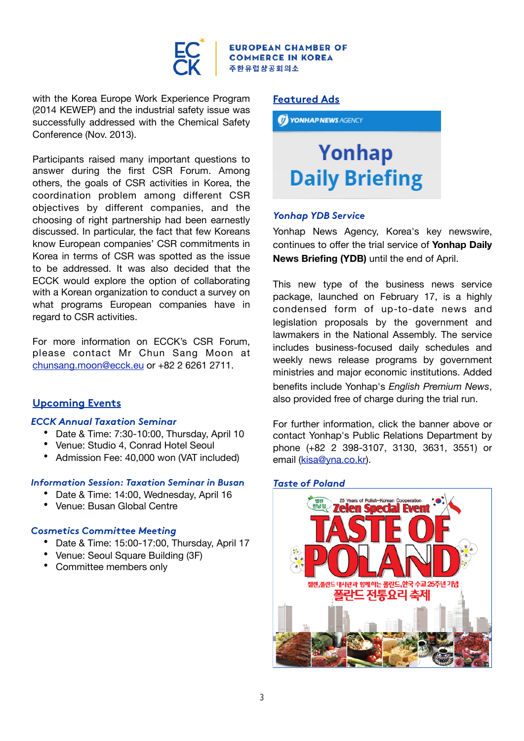with the Korea Europe Work Experience Program (2014 KEWEP) and the industrial safety issue was successfully addressed with the Chemical Safety Conference (Nov. 2013).

Participants raised many important questions to answer during the first CSR Forum. Among others, the goals of CSR activities in Korea, the coordination problem among different CSR objectives by different companies, and the choosing of right partnership had been earnestly discussed. In particular, the fact that few Koreans know European companies' CSR commitments in Korea in terms of CSR was spotted as the issue to be addressed. It was also decided that the ECCK would explore the option of collaborating with a Korean organization to conduct a survey on what programs European companies have in regard to CSR activities.

For more information on ECCK's CSR Forum, please contact Mr Chun Sang Moon at chunsang.moon@ecck.eu or +82 2 6261 2711.

## Upcoming Events

### *ECCK Annual Taxation Seminar*

- Date & Time: 7:30-10:00, Thursday, April 10
- Venue: Studio 4, Conrad Hotel Seoul
- Admission Fee: 40,000 won (VAT included)

### *Information Session: Taxation Seminar in Busan*

- Date & Time: 14:00, Wednesday, April 16
- Venue: Busan Global Centre

### *Cosmetics Committee Meeting*

- Date & Time: 15:00-17:00, Thursday, April 17
- Venue: Seoul Square Building (3F)
- Committee members only

## Featured Ads

YONHAP NEWS AGENCY

Yonhap Daily Briefing

### *Yonhap YDB Service*

Yonhap News Agency, Korea's key newswire, continues to offer the trial service of **Yonhap Daily News Briefing (YDB)** until the end of April.

This new type of the business news service package, launched on February 17, is a highly condensed form of up-to-date news and legislation proposals by the government and lawmakers in the National Assembly. The service includes business-focused daily schedules and weekly news release programs by government ministries and major economic institutions. Added benefits include Yonhap's *English Premium News*, also provided free of charge during the trial run.

For further information, click the banner above or contact Yonhap's Public Relations Department by phone (+82 2 398-3107, 3130, 3631, 3551) or email (kisa@yna.co.kr).

### *Taste of Poland*

25 Years of Polish-Korean Cooperation

Zelen Special Event

TASTE OF POLAND

젤렌,폴란드 대사관과 함께하는 폴란드,한국 수교25주년 기념

폴란드 전통요리 축제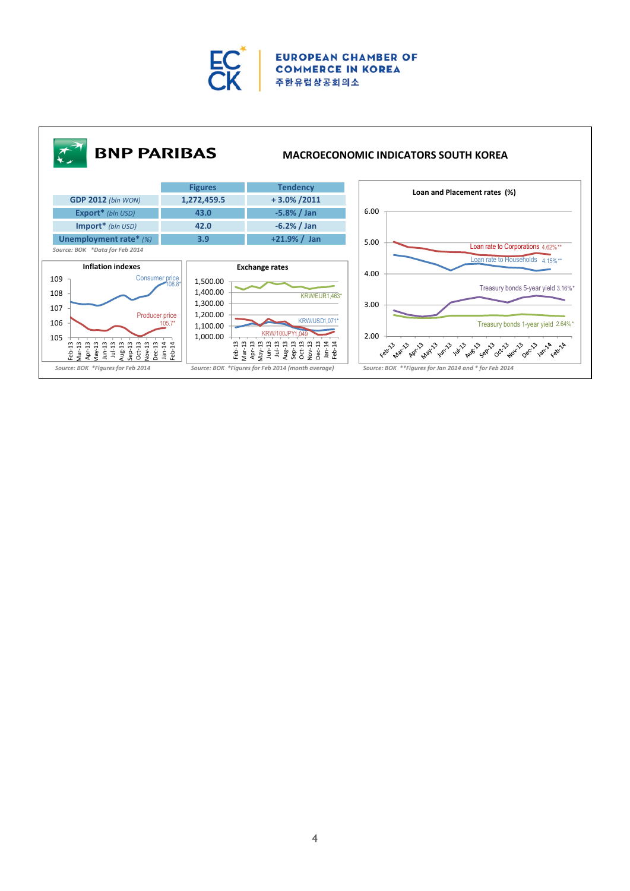EUROPEAN CHAMBER OF COMMERCE IN KOREA
주한유럽상공회의소

**BNP PARIBAS**

## MACROECONOMIC INDICATORS SOUTH KOREA

| | Figures | Tendency |
|---|---|---|
| GDP 2012 *(bln WON)* | 1,272,459.5 | + 3.0% /2011 |
| Export* *(bln USD)* | 43.0 | -5.8% / Jan |
| Import* *(bln USD)* | 42.0 | -6.2% / Jan |
| Unemployment rate* *(%)* | 3.9 | +21.9% / Jan |

*Source: BOK \*Data for Feb 2014*

**Loan and Placement rates (%)**

6.00
5.00
4.00
3.00
2.00

Loan rate to Corporations 4.62%**
Loan rate to Households 4.15%**
Treasury bonds 5-year yield 3.16%*
Treasury bonds 1-year yield 2.64%*

Feb-13 Mar-13 Apr-13 May-13 Jun-13 Jul-13 Aug-13 Sep-13 Oct-13 Nov-13 Dec-13 Jan-14 Feb-14

*Source: BOK \*\*Figures for Jan 2014 and \* for Feb 2014*

**Inflation indexes**

109
108
107
106
105

Consumer price 108.8*
Producer price 105.7*

Feb-13 Mar-13 Apr-13 May-13 Jun-13 Jul-13 Aug-13 Sep-13 Oct-13 Nov-13 Dec-13 Jan-14 Feb-14

*Source: BOK \*Figures for Feb 2014*

**Exchange rates**

1,500.00
1,400.00
1,300.00
1,200.00
1,100.00
1,000.00

KRW/EUR1,463*
KRW/USD1,071*
KRW/100JPY1,049

Feb-13 Mar-13 Apr-13 May-13 Jun-13 Jul-13 Aug-13 Sep-13 Oct-13 Nov-13 Dec-13 Jan-14 Feb-14

*Source: BOK \*Figures for Feb 2014 (month average)*